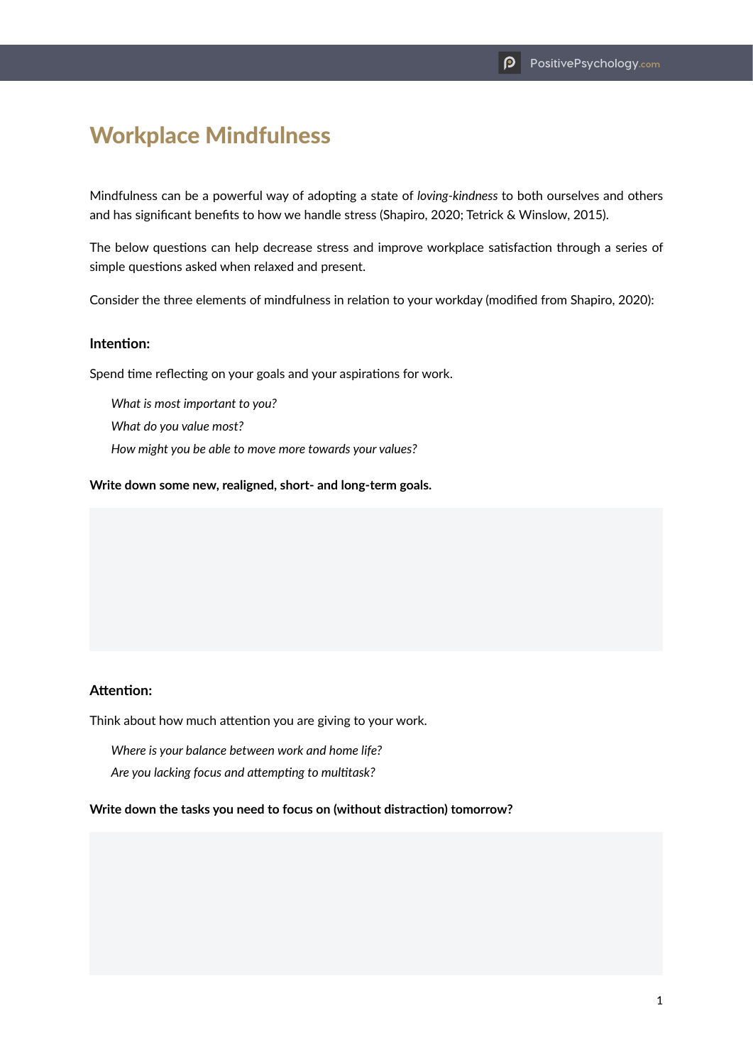# Workplace Mindfulness

Mindfulness can be a powerful way of adopting a state of *loving-kindness* to both ourselves and others and has significant benefits to how we handle stress (Shapiro, 2020; Tetrick & Winslow, 2015).

The below questions can help decrease stress and improve workplace satisfaction through a series of simple questions asked when relaxed and present.

Consider the three elements of mindfulness in relation to your workday (modified from Shapiro, 2020):

### Intention:

Spend time reflecting on your goals and your aspirations for work.

*What is most important to you?*

*What do you value most?*

*How might you be able to move more towards your values?*

**Write down some new, realigned, short- and long-term goals.**

### Attention:

Think about how much attention you are giving to your work.

*Where is your balance between work and home life?*

*Are you lacking focus and attempting to multitask?*

**Write down the tasks you need to focus on (without distraction) tomorrow?**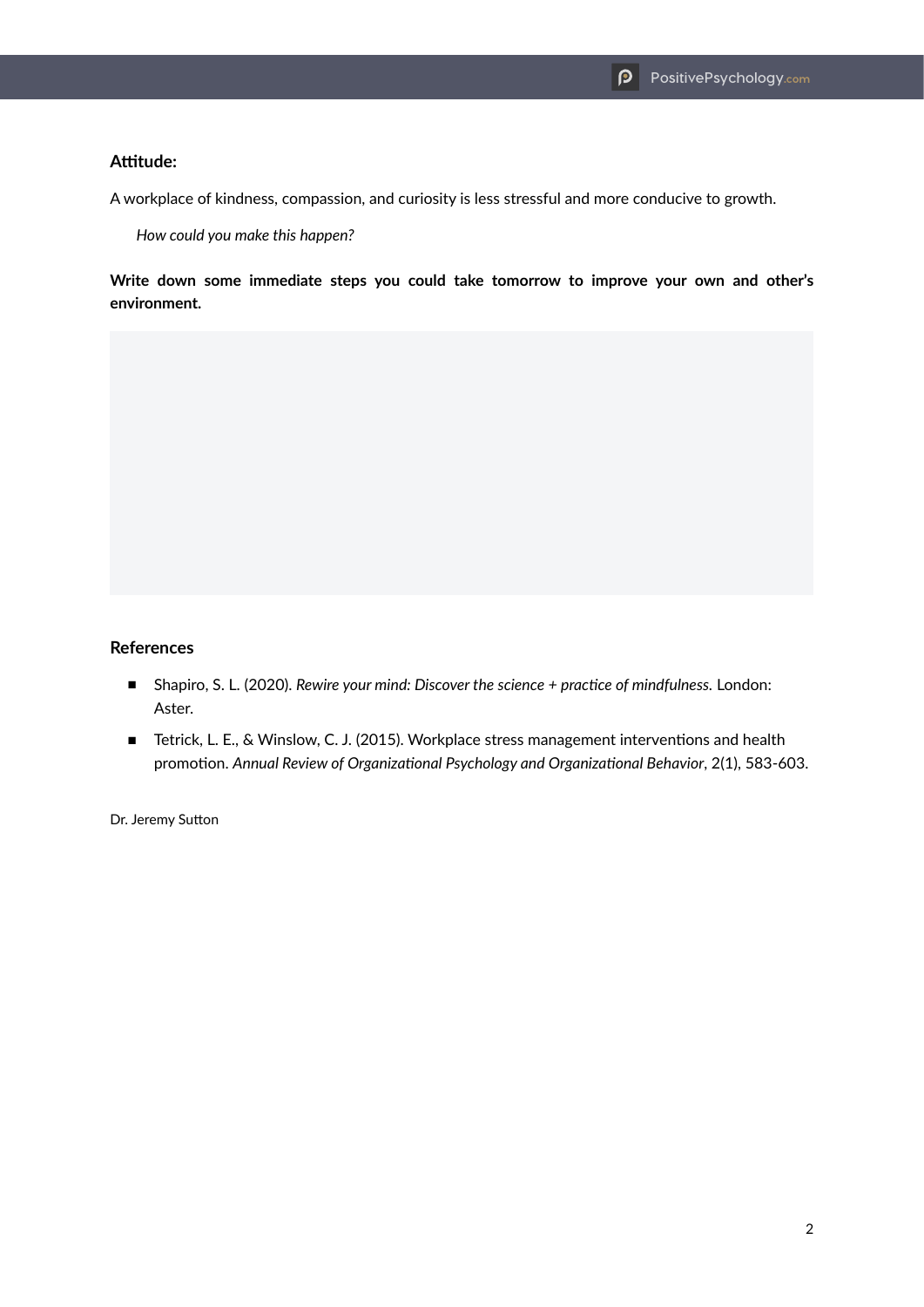**Attitude:**

A workplace of kindness, compassion, and curiosity is less stressful and more conducive to growth.

*How could you make this happen?*

**Write down some immediate steps you could take tomorrow to improve your own and other's environment.**

## References

- Shapiro, S. L. (2020). *Rewire your mind: Discover the science + practice of mindfulness.* London: Aster.
- Tetrick, L. E., & Winslow, C. J. (2015). Workplace stress management interventions and health promotion. *Annual Review of Organizational Psychology and Organizational Behavior*, 2(1), 583-603.

Dr. Jeremy Sutton